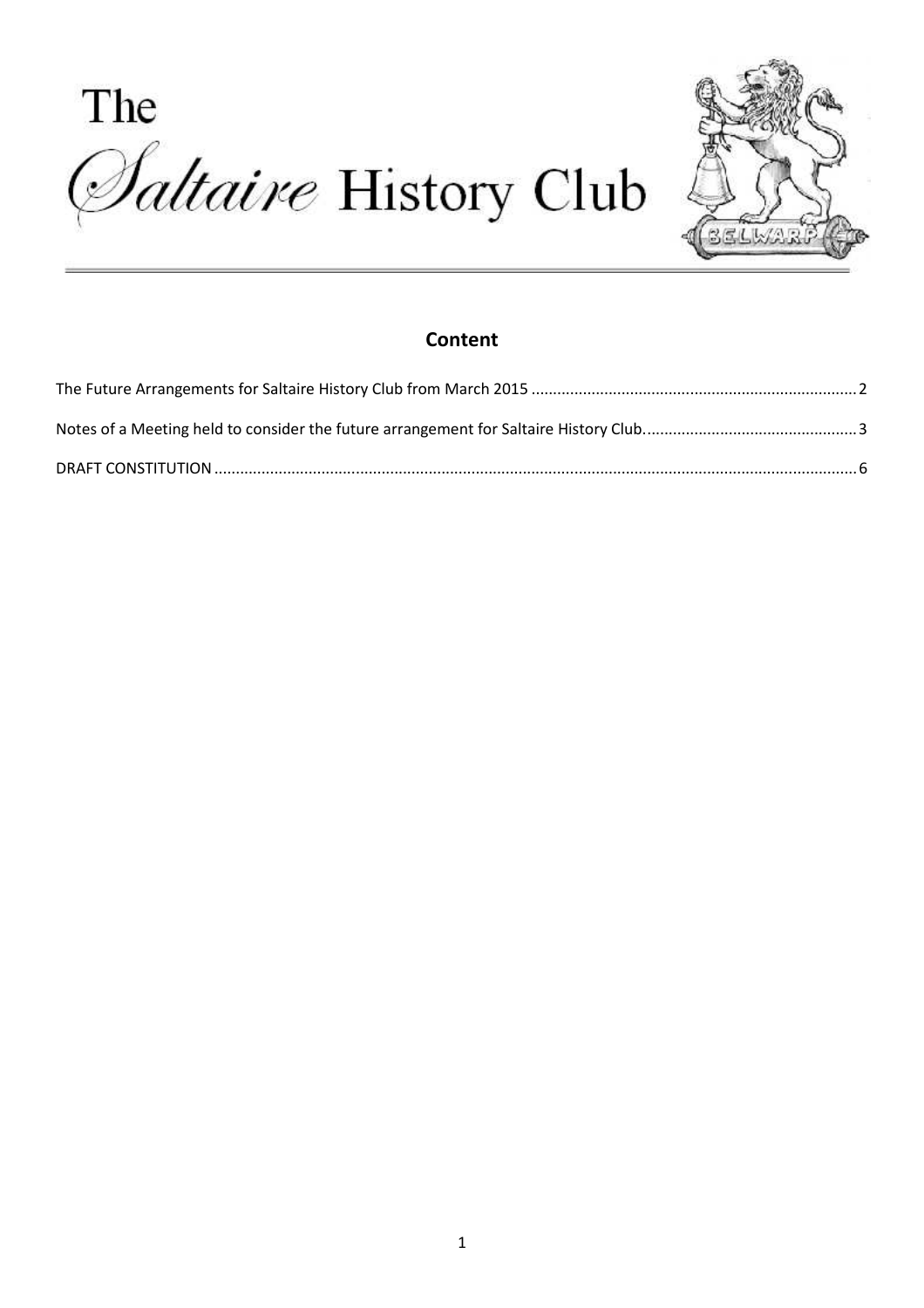# The Saltaire History Club

## Content

The Future Arrangements for Saltaire History Club from March 2015 ........................................ 2

Notes of a Meeting held to consider the future arrangement for Saltaire History Club........................................ 3

DRAFT CONSTITUTION ........................................ 6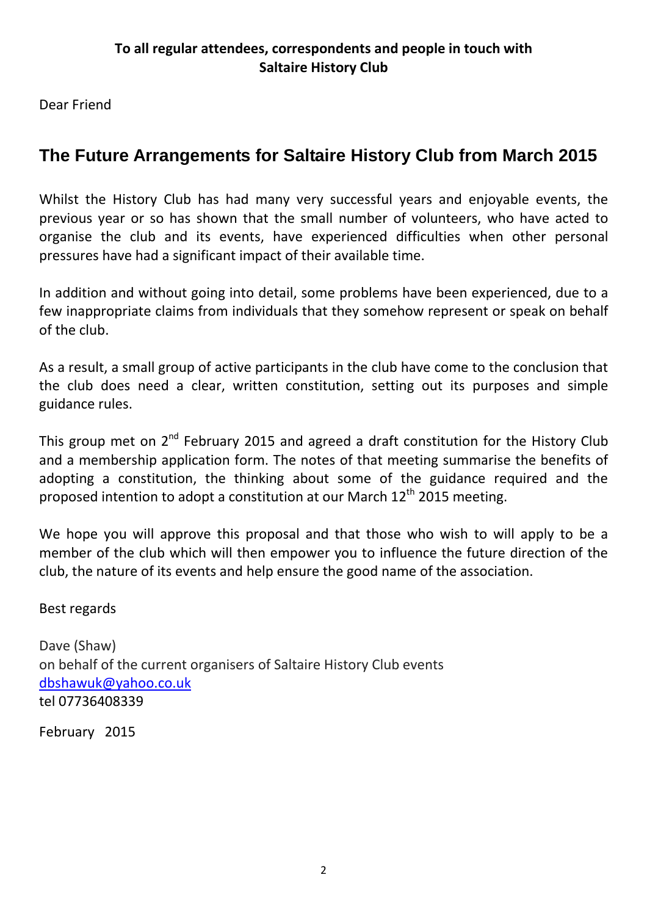**To all regular attendees, correspondents and people in touch with Saltaire History Club**

Dear Friend

## The Future Arrangements for Saltaire History Club from March 2015

Whilst the History Club has had many very successful years and enjoyable events, the previous year or so has shown that the small number of volunteers, who have acted to organise the club and its events, have experienced difficulties when other personal pressures have had a significant impact of their available time.

In addition and without going into detail, some problems have been experienced, due to a few inappropriate claims from individuals that they somehow represent or speak on behalf of the club.

As a result, a small group of active participants in the club have come to the conclusion that the club does need a clear, written constitution, setting out its purposes and simple guidance rules.

This group met on 2nd February 2015 and agreed a draft constitution for the History Club and a membership application form. The notes of that meeting summarise the benefits of adopting a constitution, the thinking about some of the guidance required and the proposed intention to adopt a constitution at our March 12th 2015 meeting.

We hope you will approve this proposal and that those who wish to will apply to be a member of the club which will then empower you to influence the future direction of the club, the nature of its events and help ensure the good name of the association.

Best regards

Dave (Shaw)
on behalf of the current organisers of Saltaire History Club events
dbshawuk@yahoo.co.uk
tel 07736408339

February 2015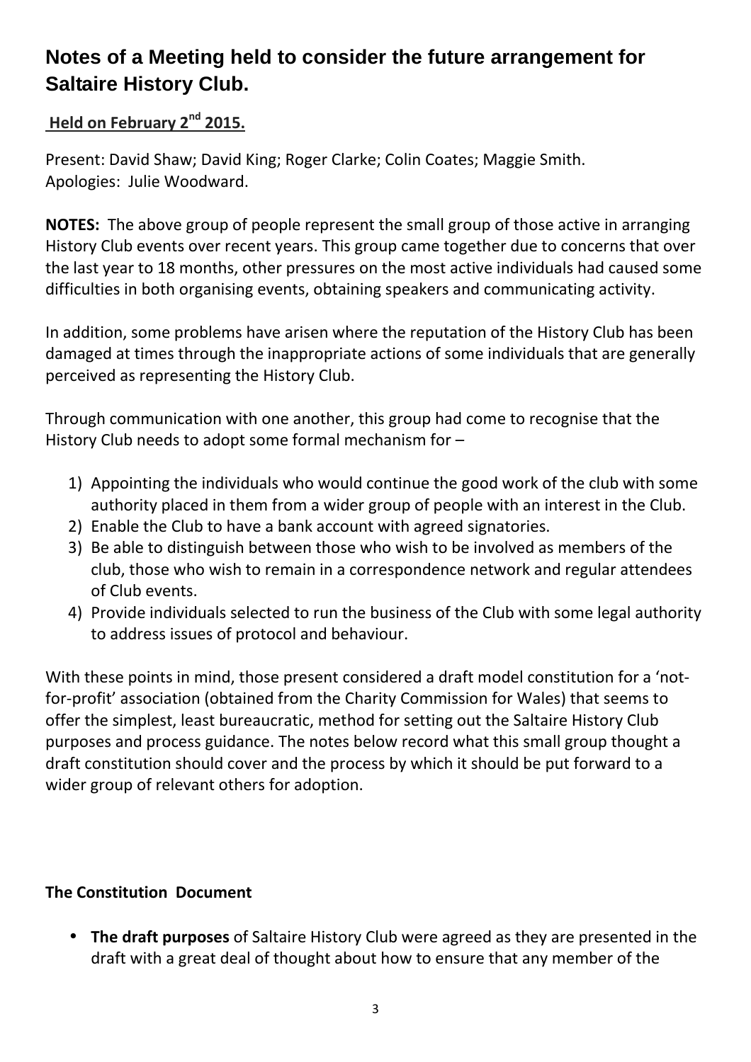# Notes of a Meeting held to consider the future arrangement for Saltaire History Club.

**Held on February 2nd 2015.**

Present: David Shaw; David King; Roger Clarke; Colin Coates; Maggie Smith.
Apologies: Julie Woodward.

**NOTES:** The above group of people represent the small group of those active in arranging History Club events over recent years. This group came together due to concerns that over the last year to 18 months, other pressures on the most active individuals had caused some difficulties in both organising events, obtaining speakers and communicating activity.

In addition, some problems have arisen where the reputation of the History Club has been damaged at times through the inappropriate actions of some individuals that are generally perceived as representing the History Club.

Through communication with one another, this group had come to recognise that the History Club needs to adopt some formal mechanism for –

1) Appointing the individuals who would continue the good work of the club with some authority placed in them from a wider group of people with an interest in the Club.
2) Enable the Club to have a bank account with agreed signatories.
3) Be able to distinguish between those who wish to be involved as members of the club, those who wish to remain in a correspondence network and regular attendees of Club events.
4) Provide individuals selected to run the business of the Club with some legal authority to address issues of protocol and behaviour.

With these points in mind, those present considered a draft model constitution for a 'not-for-profit' association (obtained from the Charity Commission for Wales) that seems to offer the simplest, least bureaucratic, method for setting out the Saltaire History Club purposes and process guidance. The notes below record what this small group thought a draft constitution should cover and the process by which it should be put forward to a wider group of relevant others for adoption.

**The Constitution Document**

- **The draft purposes** of Saltaire History Club were agreed as they are presented in the draft with a great deal of thought about how to ensure that any member of the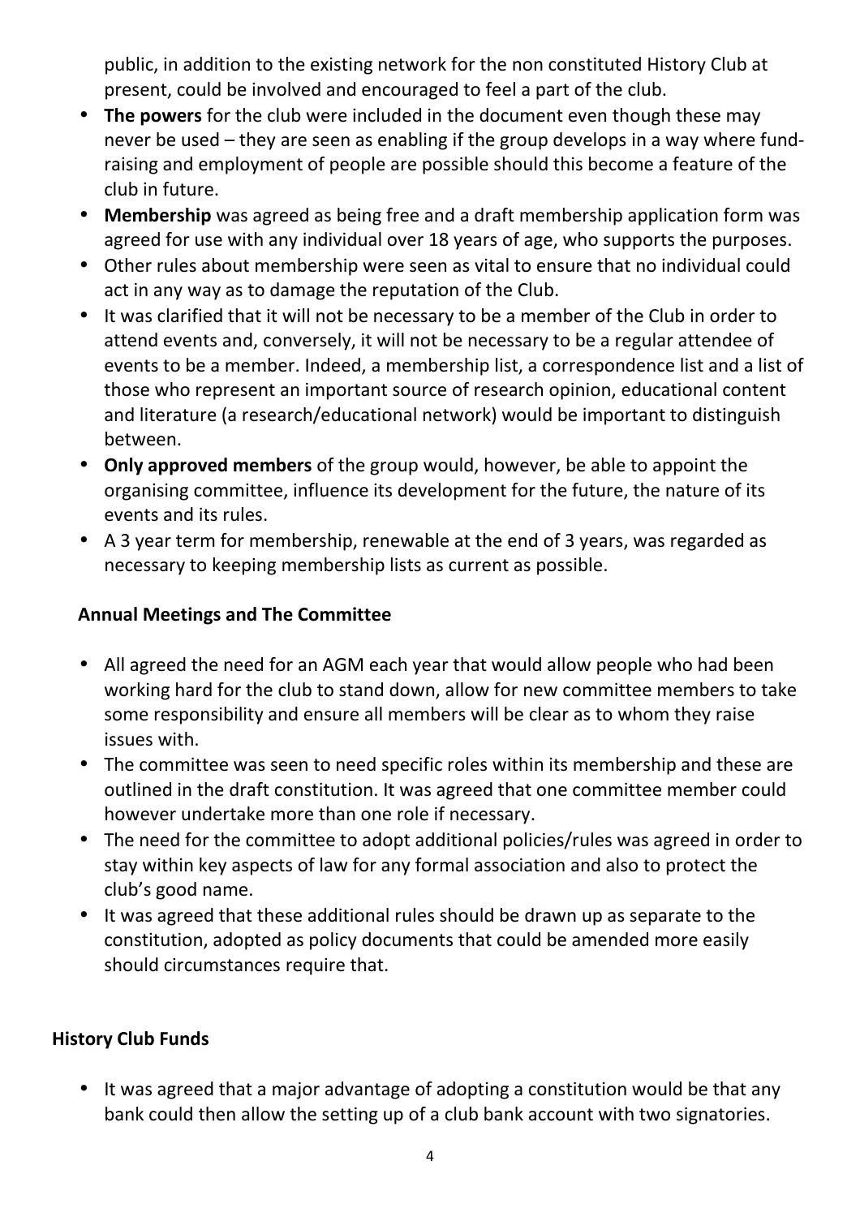public, in addition to the existing network for the non constituted History Club at present, could be involved and encouraged to feel a part of the club.

- **The powers** for the club were included in the document even though these may never be used – they are seen as enabling if the group develops in a way where fund-raising and employment of people are possible should this become a feature of the club in future.
- **Membership** was agreed as being free and a draft membership application form was agreed for use with any individual over 18 years of age, who supports the purposes.
- Other rules about membership were seen as vital to ensure that no individual could act in any way as to damage the reputation of the Club.
- It was clarified that it will not be necessary to be a member of the Club in order to attend events and, conversely, it will not be necessary to be a regular attendee of events to be a member. Indeed, a membership list, a correspondence list and a list of those who represent an important source of research opinion, educational content and literature (a research/educational network) would be important to distinguish between.
- **Only approved members** of the group would, however, be able to appoint the organising committee, influence its development for the future, the nature of its events and its rules.
- A 3 year term for membership, renewable at the end of 3 years, was regarded as necessary to keeping membership lists as current as possible.

### Annual Meetings and The Committee

- All agreed the need for an AGM each year that would allow people who had been working hard for the club to stand down, allow for new committee members to take some responsibility and ensure all members will be clear as to whom they raise issues with.
- The committee was seen to need specific roles within its membership and these are outlined in the draft constitution. It was agreed that one committee member could however undertake more than one role if necessary.
- The need for the committee to adopt additional policies/rules was agreed in order to stay within key aspects of law for any formal association and also to protect the club's good name.
- It was agreed that these additional rules should be drawn up as separate to the constitution, adopted as policy documents that could be amended more easily should circumstances require that.

### History Club Funds

- It was agreed that a major advantage of adopting a constitution would be that any bank could then allow the setting up of a club bank account with two signatories.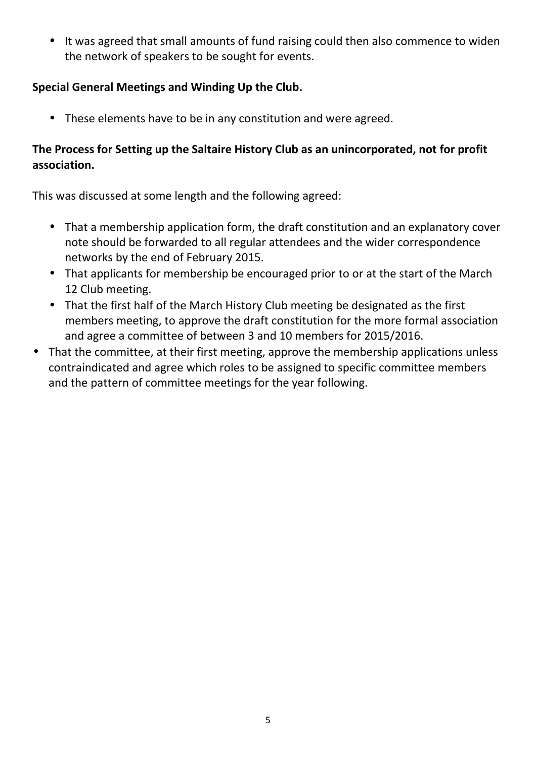- It was agreed that small amounts of fund raising could then also commence to widen the network of speakers to be sought for events.

**Special General Meetings and Winding Up the Club.**

- These elements have to be in any constitution and were agreed.

**The Process for Setting up the Saltaire History Club as an unincorporated, not for profit association.**

This was discussed at some length and the following agreed:

- That a membership application form, the draft constitution and an explanatory cover note should be forwarded to all regular attendees and the wider correspondence networks by the end of February 2015.
- That applicants for membership be encouraged prior to or at the start of the March 12 Club meeting.
- That the first half of the March History Club meeting be designated as the first members meeting, to approve the draft constitution for the more formal association and agree a committee of between 3 and 10 members for 2015/2016.
- That the committee, at their first meeting, approve the membership applications unless contraindicated and agree which roles to be assigned to specific committee members and the pattern of committee meetings for the year following.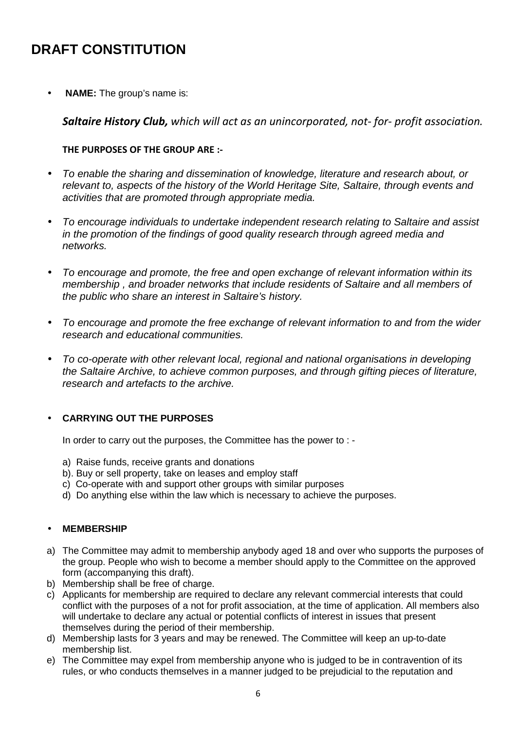# DRAFT CONSTITUTION

- **NAME:** The group's name is:

***Saltaire History Club,*** *which will act as an unincorporated, not- for- profit association.*

**THE PURPOSES OF THE GROUP ARE :-**

- *To enable the sharing and dissemination of knowledge, literature and research about, or relevant to, aspects of the history of the World Heritage Site, Saltaire, through events and activities that are promoted through appropriate media.*
- *To encourage individuals to undertake independent research relating to Saltaire and assist in the promotion of the findings of good quality research through agreed media and networks.*
- *To encourage and promote, the free and open exchange of relevant information within its membership , and broader networks that include residents of Saltaire and all members of the public who share an interest in Saltaire's history.*
- *To encourage and promote the free exchange of relevant information to and from the wider research and educational communities.*
- *To co-operate with other relevant local, regional and national organisations in developing the Saltaire Archive, to achieve common purposes, and through gifting pieces of literature, research and artefacts to the archive.*

- **CARRYING OUT THE PURPOSES**

In order to carry out the purposes, the Committee has the power to : -

a) Raise funds, receive grants and donations
b). Buy or sell property, take on leases and employ staff
c) Co-operate with and support other groups with similar purposes
d) Do anything else within the law which is necessary to achieve the purposes.

- **MEMBERSHIP**

a) The Committee may admit to membership anybody aged 18 and over who supports the purposes of the group. People who wish to become a member should apply to the Committee on the approved form (accompanying this draft).
b) Membership shall be free of charge.
c) Applicants for membership are required to declare any relevant commercial interests that could conflict with the purposes of a not for profit association, at the time of application. All members also will undertake to declare any actual or potential conflicts of interest in issues that present themselves during the period of their membership.
d) Membership lasts for 3 years and may be renewed. The Committee will keep an up-to-date membership list.
e) The Committee may expel from membership anyone who is judged to be in contravention of its rules, or who conducts themselves in a manner judged to be prejudicial to the reputation and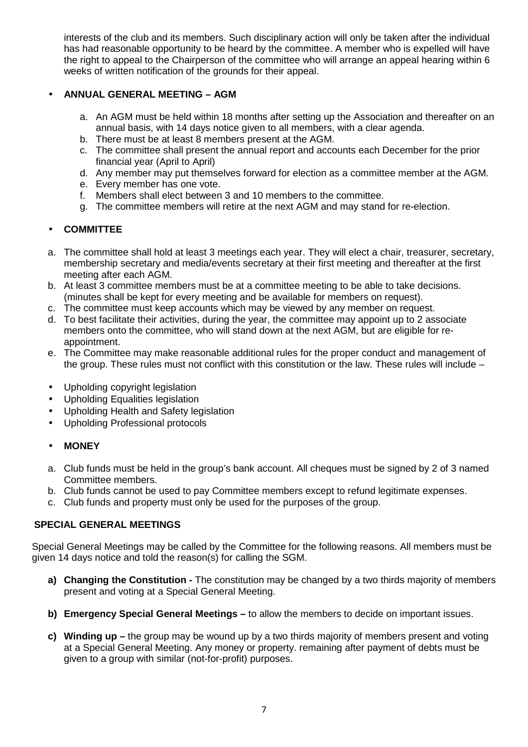interests of the club and its members. Such disciplinary action will only be taken after the individual has had reasonable opportunity to be heard by the committee. A member who is expelled will have the right to appeal to the Chairperson of the committee who will arrange an appeal hearing within 6 weeks of written notification of the grounds for their appeal.

- **ANNUAL GENERAL MEETING – AGM**

  a. An AGM must be held within 18 months after setting up the Association and thereafter on an annual basis, with 14 days notice given to all members, with a clear agenda.
  b. There must be at least 8 members present at the AGM.
  c. The committee shall present the annual report and accounts each December for the prior financial year (April to April)
  d. Any member may put themselves forward for election as a committee member at the AGM.
  e. Every member has one vote.
  f. Members shall elect between 3 and 10 members to the committee.
  g. The committee members will retire at the next AGM and may stand for re-election.

- **COMMITTEE**

a. The committee shall hold at least 3 meetings each year. They will elect a chair, treasurer, secretary, membership secretary and media/events secretary at their first meeting and thereafter at the first meeting after each AGM.
b. At least 3 committee members must be at a committee meeting to be able to take decisions. (minutes shall be kept for every meeting and be available for members on request).
c. The committee must keep accounts which may be viewed by any member on request.
d. To best facilitate their activities, during the year, the committee may appoint up to 2 associate members onto the committee, who will stand down at the next AGM, but are eligible for re-appointment.
e. The Committee may make reasonable additional rules for the proper conduct and management of the group. These rules must not conflict with this constitution or the law. These rules will include –

- Upholding copyright legislation
- Upholding Equalities legislation
- Upholding Health and Safety legislation
- Upholding Professional protocols

- **MONEY**

a. Club funds must be held in the group's bank account. All cheques must be signed by 2 of 3 named Committee members.
b. Club funds cannot be used to pay Committee members except to refund legitimate expenses.
c. Club funds and property must only be used for the purposes of the group.

**SPECIAL GENERAL MEETINGS**

Special General Meetings may be called by the Committee for the following reasons. All members must be given 14 days notice and told the reason(s) for calling the SGM.

**a) Changing the Constitution -** The constitution may be changed by a two thirds majority of members present and voting at a Special General Meeting.

**b) Emergency Special General Meetings –** to allow the members to decide on important issues.

**c) Winding up –** the group may be wound up by a two thirds majority of members present and voting at a Special General Meeting. Any money or property. remaining after payment of debts must be given to a group with similar (not-for-profit) purposes.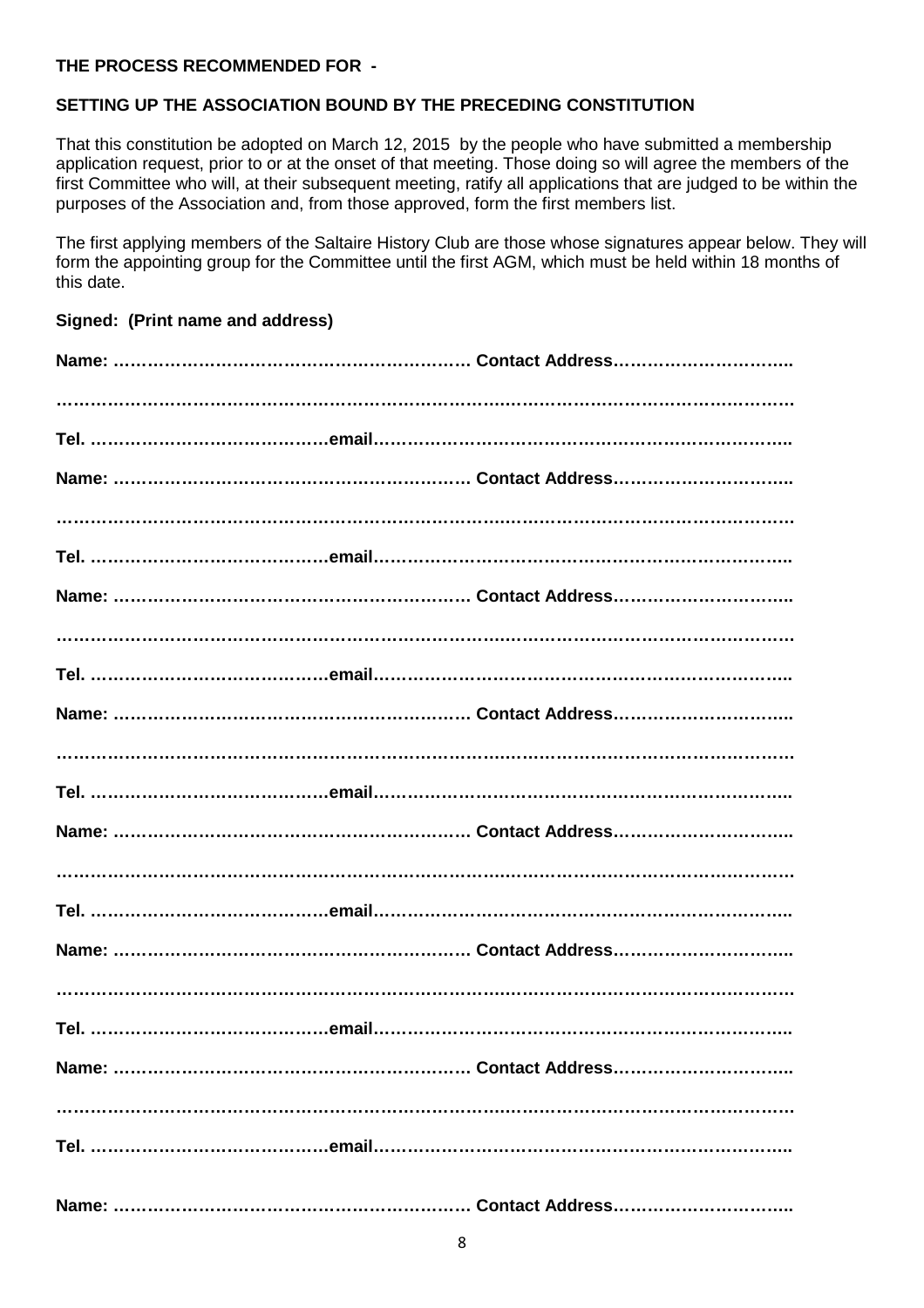**THE PROCESS RECOMMENDED FOR -**

**SETTING UP THE ASSOCIATION BOUND BY THE PRECEDING CONSTITUTION**

That this constitution be adopted on March 12, 2015 by the people who have submitted a membership application request, prior to or at the onset of that meeting. Those doing so will agree the members of the first Committee who will, at their subsequent meeting, ratify all applications that are judged to be within the purposes of the Association and, from those approved, form the first members list.

The first applying members of the Saltaire History Club are those whose signatures appear below. They will form the appointing group for the Committee until the first AGM, which must be held within 18 months of this date.

**Signed: (Print name and address)**

**Name: ……………………………………………………… Contact Address…………………………..**

**……………………………………………………………………………………………………………**

**Tel. ……………………………………email…………………………………………………………..**

**Name: ……………………………………………………… Contact Address…………………………..**

**……………………………………………………………………………………………………………**

**Tel. ……………………………………email…………………………………………………………..**

**Name: ……………………………………………………… Contact Address…………………………..**

**……………………………………………………………………………………………………………**

**Tel. ……………………………………email…………………………………………………………..**

**Name: ……………………………………………………… Contact Address…………………………..**

**……………………………………………………………………………………………………………**

**Tel. ……………………………………email…………………………………………………………..**

**Name: ……………………………………………………… Contact Address…………………………..**

**……………………………………………………………………………………………………………**

**Tel. ……………………………………email…………………………………………………………..**

**Name: ……………………………………………………… Contact Address…………………………..**

**……………………………………………………………………………………………………………**

**Tel. ……………………………………email…………………………………………………………..**

**Name: ……………………………………………………… Contact Address…………………………..**

**……………………………………………………………………………………………………………**

**Tel. ……………………………………email…………………………………………………………..**

**Name: ……………………………………………………… Contact Address…………………………..**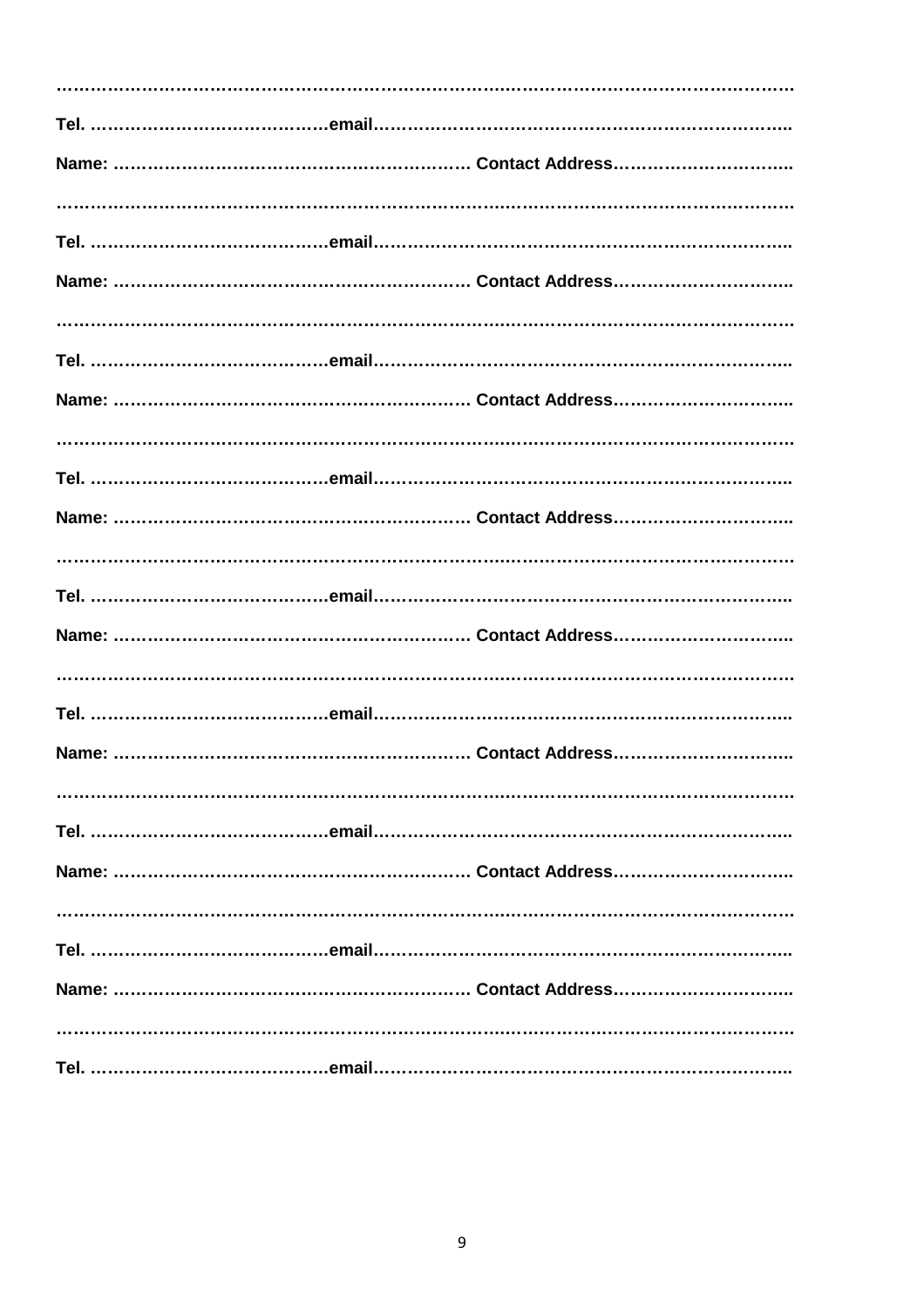……………………………………………………………………………………………………………

**Tel. ……………………………………email……………………………………………………………….**

**Name: ……………………………………………………… Contact Address…………………………..**

……………………………………………………………………………………………………………

**Tel. ……………………………………email……………………………………………………………….**

**Name: ……………………………………………………… Contact Address…………………………..**

……………………………………………………………………………………………………………

**Tel. ……………………………………email……………………………………………………………….**

**Name: ……………………………………………………… Contact Address…………………………..**

……………………………………………………………………………………………………………

**Tel. ……………………………………email……………………………………………………………….**

**Name: ……………………………………………………… Contact Address…………………………..**

……………………………………………………………………………………………………………

**Tel. ……………………………………email……………………………………………………………….**

**Name: ……………………………………………………… Contact Address…………………………..**

……………………………………………………………………………………………………………

**Tel. ……………………………………email……………………………………………………………….**

**Name: ……………………………………………………… Contact Address…………………………..**

……………………………………………………………………………………………………………

**Tel. ……………………………………email……………………………………………………………….**

**Name: ……………………………………………………… Contact Address…………………………..**

……………………………………………………………………………………………………………

**Tel. ……………………………………email……………………………………………………………….**

**Name: ……………………………………………………… Contact Address…………………………..**

……………………………………………………………………………………………………………

**Tel. ……………………………………email……………………………………………………………….**